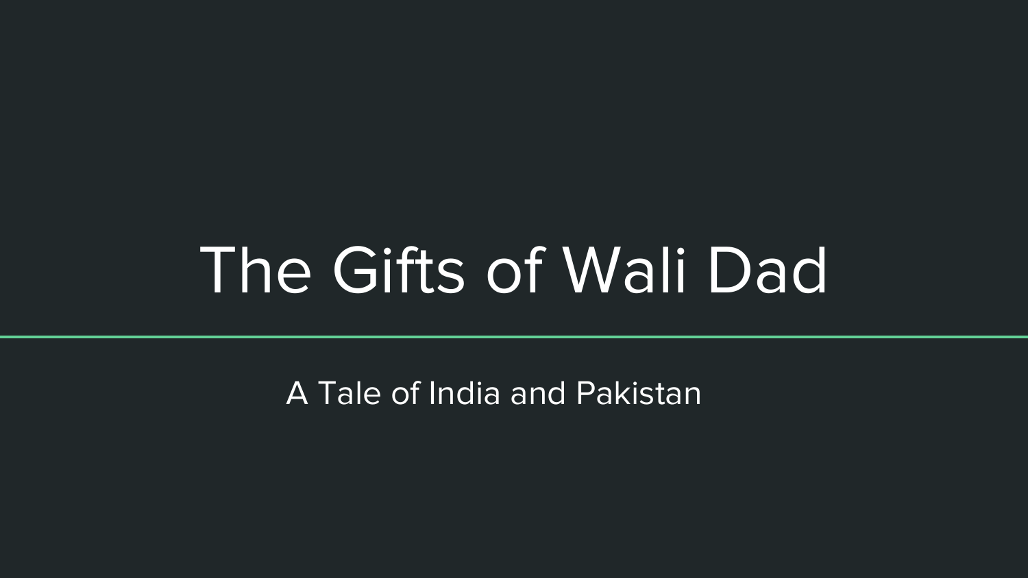# The Gifts of Wali Dad

A Tale of India and Pakistan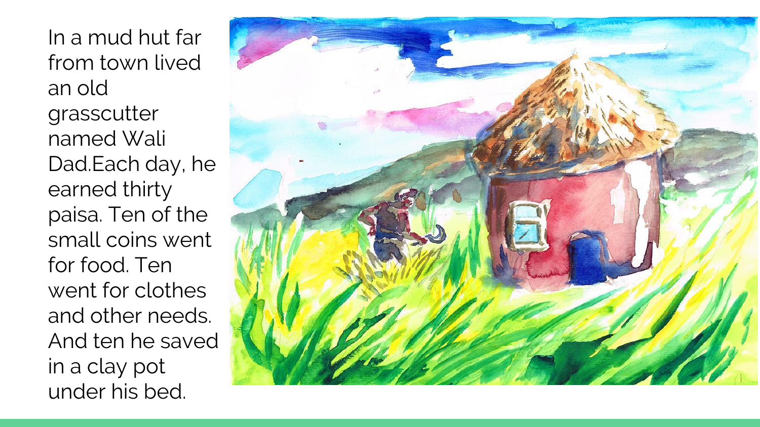In a mud hut far from town lived an old grasscutter named Wali Dad.Each day, he earned thirty paisa. Ten of the small coins went for food. Ten went for clothes and other needs. And ten he saved in a clay pot under his bed.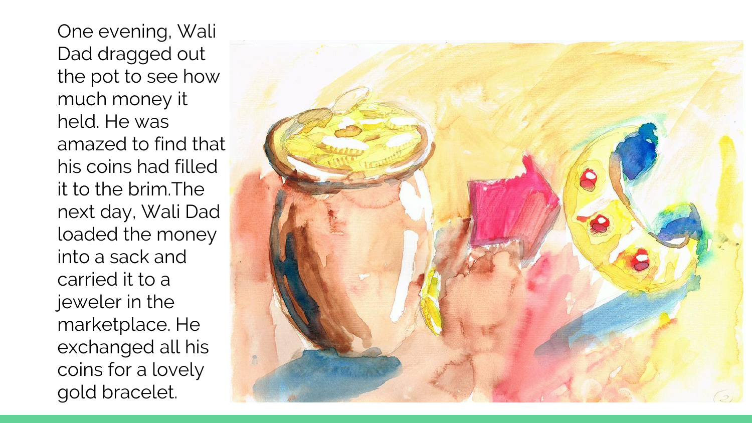One evening, Wali Dad dragged out the pot to see how much money it held. He was amazed to find that his coins had filled it to the brim.The next day, Wali Dad loaded the money into a sack and carried it to a jeweler in the marketplace. He exchanged all his coins for a lovely gold bracelet.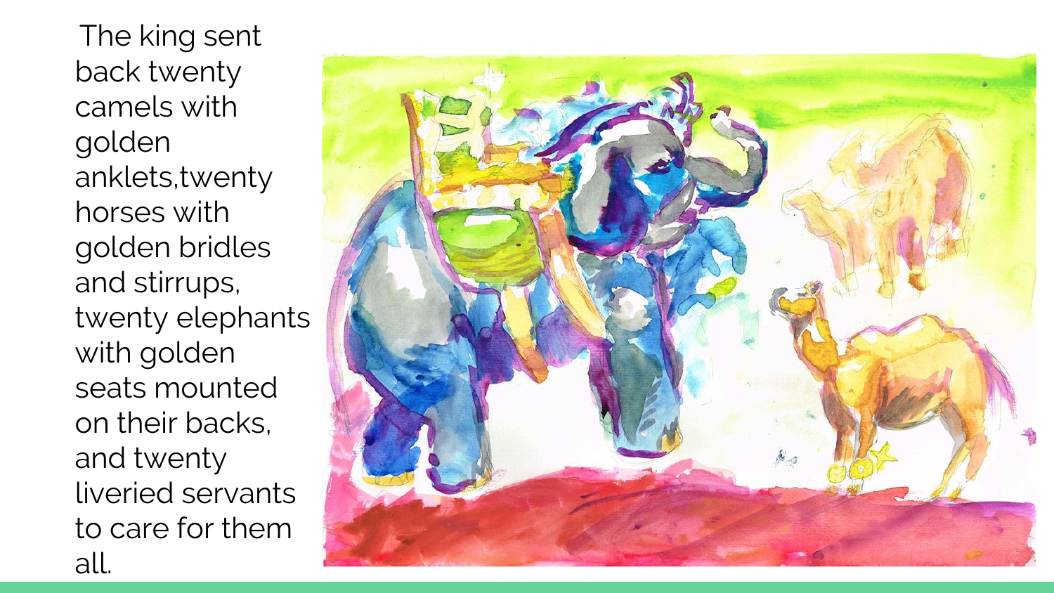The king sent back twenty camels with golden anklets,twenty horses with golden bridles and stirrups, twenty elephants with golden seats mounted on their backs, and twenty liveried servants to care for them all.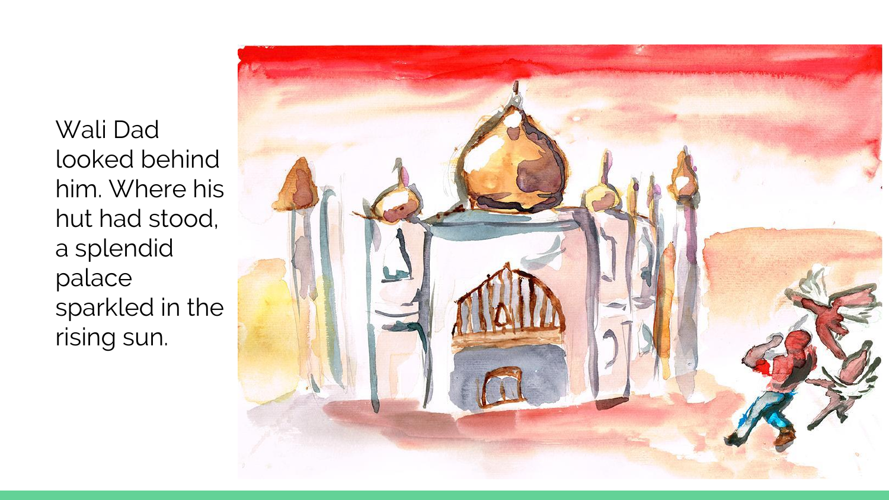Wali Dad looked behind him. Where his hut had stood, a splendid palace sparkled in the rising sun.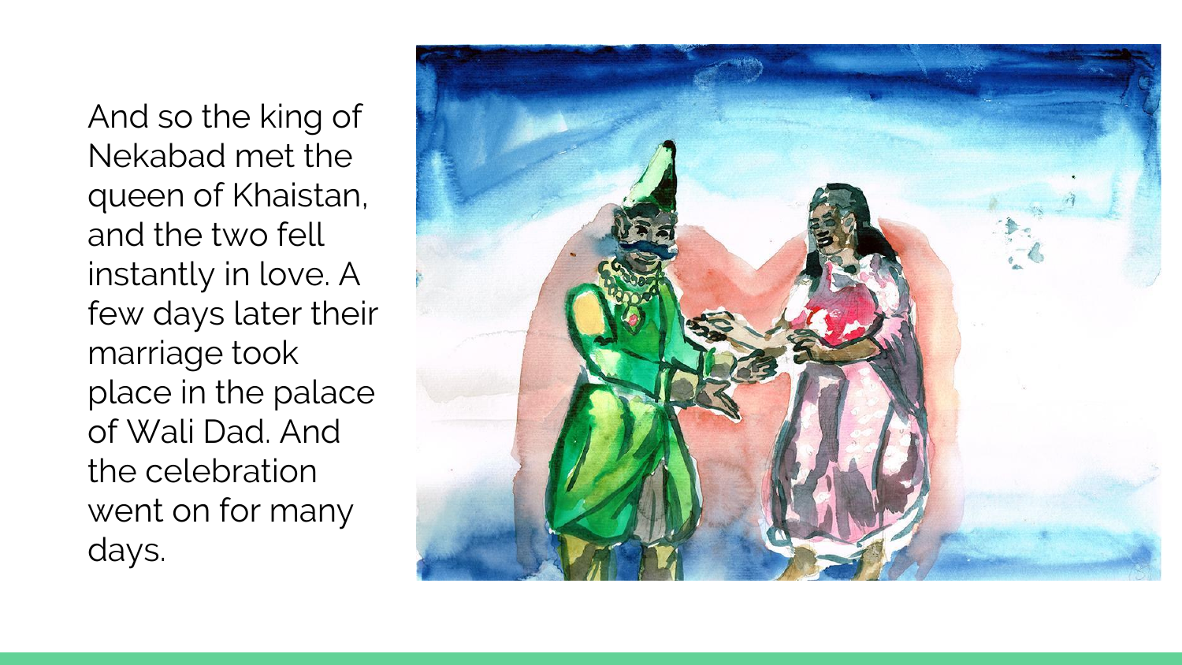And so the king of Nekabad met the queen of Khaistan, and the two fell instantly in love. A few days later their marriage took place in the palace of Wali Dad. And the celebration went on for many days.